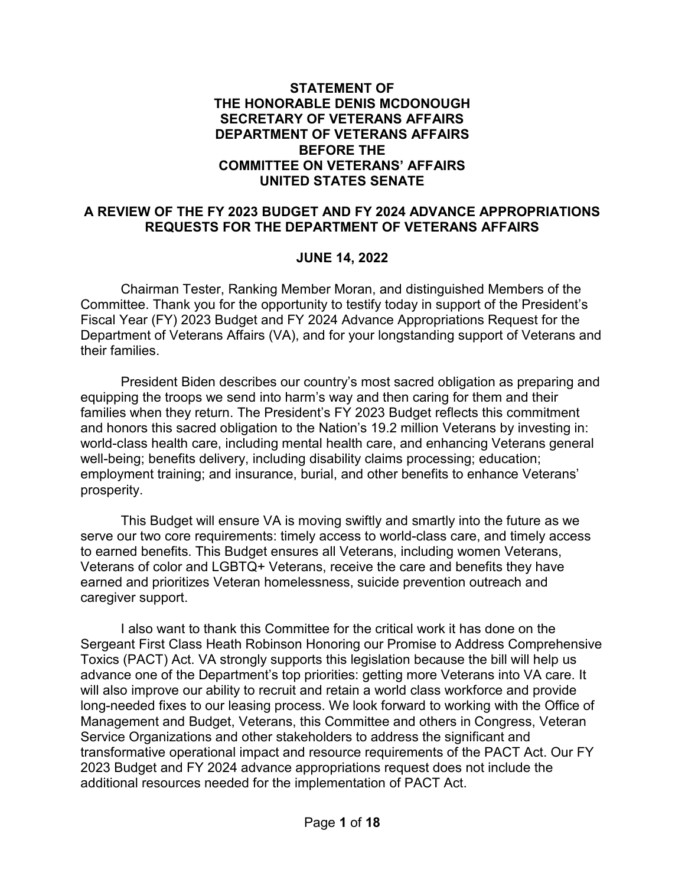**STATEMENT OF**
**THE HONORABLE DENIS MCDONOUGH**
**SECRETARY OF VETERANS AFFAIRS**
**DEPARTMENT OF VETERANS AFFAIRS**
**BEFORE THE**
**COMMITTEE ON VETERANS' AFFAIRS**
**UNITED STATES SENATE**

**A REVIEW OF THE FY 2023 BUDGET AND FY 2024 ADVANCE APPROPRIATIONS REQUESTS FOR THE DEPARTMENT OF VETERANS AFFAIRS**

**JUNE 14, 2022**

Chairman Tester, Ranking Member Moran, and distinguished Members of the Committee. Thank you for the opportunity to testify today in support of the President's Fiscal Year (FY) 2023 Budget and FY 2024 Advance Appropriations Request for the Department of Veterans Affairs (VA), and for your longstanding support of Veterans and their families.

President Biden describes our country's most sacred obligation as preparing and equipping the troops we send into harm's way and then caring for them and their families when they return. The President's FY 2023 Budget reflects this commitment and honors this sacred obligation to the Nation's 19.2 million Veterans by investing in: world-class health care, including mental health care, and enhancing Veterans general well-being; benefits delivery, including disability claims processing; education; employment training; and insurance, burial, and other benefits to enhance Veterans' prosperity.

This Budget will ensure VA is moving swiftly and smartly into the future as we serve our two core requirements: timely access to world-class care, and timely access to earned benefits. This Budget ensures all Veterans, including women Veterans, Veterans of color and LGBTQ+ Veterans, receive the care and benefits they have earned and prioritizes Veteran homelessness, suicide prevention outreach and caregiver support.

I also want to thank this Committee for the critical work it has done on the Sergeant First Class Heath Robinson Honoring our Promise to Address Comprehensive Toxics (PACT) Act. VA strongly supports this legislation because the bill will help us advance one of the Department's top priorities: getting more Veterans into VA care. It will also improve our ability to recruit and retain a world class workforce and provide long-needed fixes to our leasing process. We look forward to working with the Office of Management and Budget, Veterans, this Committee and others in Congress, Veteran Service Organizations and other stakeholders to address the significant and transformative operational impact and resource requirements of the PACT Act. Our FY 2023 Budget and FY 2024 advance appropriations request does not include the additional resources needed for the implementation of PACT Act.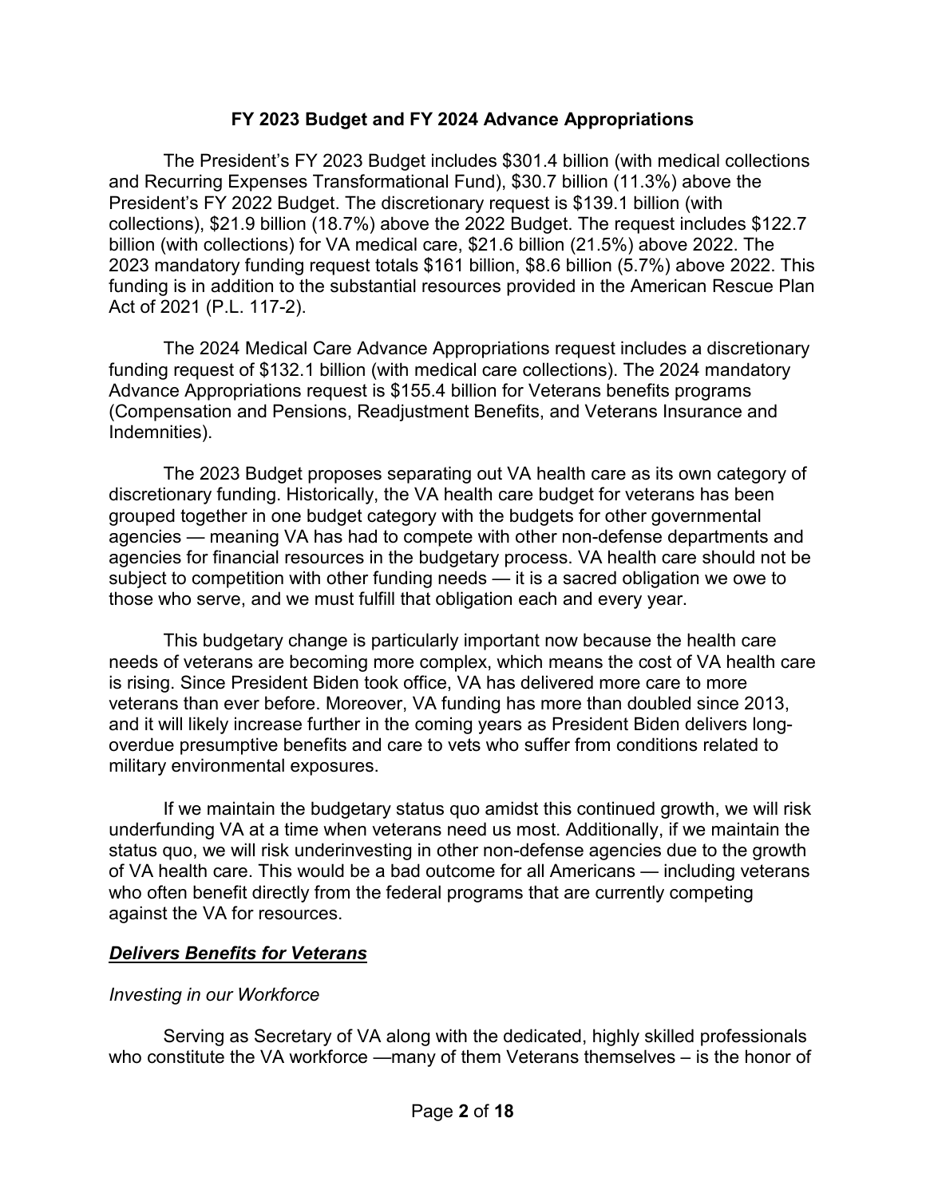## FY 2023 Budget and FY 2024 Advance Appropriations

The President's FY 2023 Budget includes $301.4 billion (with medical collections and Recurring Expenses Transformational Fund), $30.7 billion (11.3%) above the President's FY 2022 Budget. The discretionary request is $139.1 billion (with collections), $21.9 billion (18.7%) above the 2022 Budget. The request includes $122.7 billion (with collections) for VA medical care, $21.6 billion (21.5%) above 2022. The 2023 mandatory funding request totals $161 billion, $8.6 billion (5.7%) above 2022. This funding is in addition to the substantial resources provided in the American Rescue Plan Act of 2021 (P.L. 117-2).

The 2024 Medical Care Advance Appropriations request includes a discretionary funding request of $132.1 billion (with medical care collections). The 2024 mandatory Advance Appropriations request is $155.4 billion for Veterans benefits programs (Compensation and Pensions, Readjustment Benefits, and Veterans Insurance and Indemnities).

The 2023 Budget proposes separating out VA health care as its own category of discretionary funding. Historically, the VA health care budget for veterans has been grouped together in one budget category with the budgets for other governmental agencies — meaning VA has had to compete with other non-defense departments and agencies for financial resources in the budgetary process. VA health care should not be subject to competition with other funding needs — it is a sacred obligation we owe to those who serve, and we must fulfill that obligation each and every year.

This budgetary change is particularly important now because the health care needs of veterans are becoming more complex, which means the cost of VA health care is rising. Since President Biden took office, VA has delivered more care to more veterans than ever before. Moreover, VA funding has more than doubled since 2013, and it will likely increase further in the coming years as President Biden delivers long-overdue presumptive benefits and care to vets who suffer from conditions related to military environmental exposures.

If we maintain the budgetary status quo amidst this continued growth, we will risk underfunding VA at a time when veterans need us most. Additionally, if we maintain the status quo, we will risk underinvesting in other non-defense agencies due to the growth of VA health care. This would be a bad outcome for all Americans — including veterans who often benefit directly from the federal programs that are currently competing against the VA for resources.

### ***Delivers Benefits for Veterans***

#### *Investing in our Workforce*

Serving as Secretary of VA along with the dedicated, highly skilled professionals who constitute the VA workforce —many of them Veterans themselves – is the honor of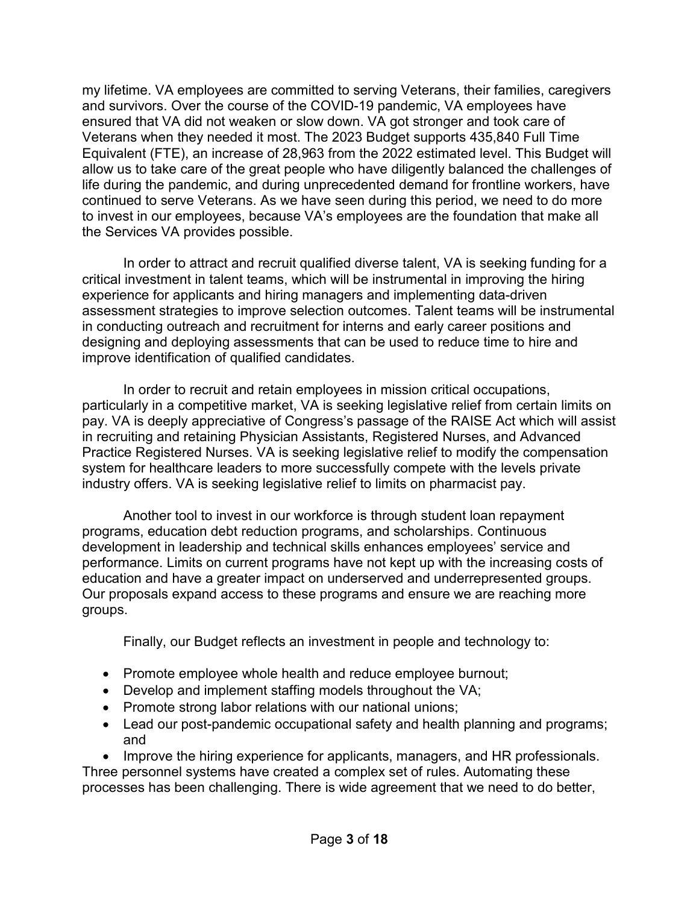my lifetime. VA employees are committed to serving Veterans, their families, caregivers and survivors. Over the course of the COVID-19 pandemic, VA employees have ensured that VA did not weaken or slow down. VA got stronger and took care of Veterans when they needed it most. The 2023 Budget supports 435,840 Full Time Equivalent (FTE), an increase of 28,963 from the 2022 estimated level. This Budget will allow us to take care of the great people who have diligently balanced the challenges of life during the pandemic, and during unprecedented demand for frontline workers, have continued to serve Veterans. As we have seen during this period, we need to do more to invest in our employees, because VA's employees are the foundation that make all the Services VA provides possible.

In order to attract and recruit qualified diverse talent, VA is seeking funding for a critical investment in talent teams, which will be instrumental in improving the hiring experience for applicants and hiring managers and implementing data-driven assessment strategies to improve selection outcomes. Talent teams will be instrumental in conducting outreach and recruitment for interns and early career positions and designing and deploying assessments that can be used to reduce time to hire and improve identification of qualified candidates.

In order to recruit and retain employees in mission critical occupations, particularly in a competitive market, VA is seeking legislative relief from certain limits on pay. VA is deeply appreciative of Congress's passage of the RAISE Act which will assist in recruiting and retaining Physician Assistants, Registered Nurses, and Advanced Practice Registered Nurses. VA is seeking legislative relief to modify the compensation system for healthcare leaders to more successfully compete with the levels private industry offers. VA is seeking legislative relief to limits on pharmacist pay.

Another tool to invest in our workforce is through student loan repayment programs, education debt reduction programs, and scholarships. Continuous development in leadership and technical skills enhances employees' service and performance. Limits on current programs have not kept up with the increasing costs of education and have a greater impact on underserved and underrepresented groups. Our proposals expand access to these programs and ensure we are reaching more groups.

Finally, our Budget reflects an investment in people and technology to:

- Promote employee whole health and reduce employee burnout;
- Develop and implement staffing models throughout the VA;
- Promote strong labor relations with our national unions;
- Lead our post-pandemic occupational safety and health planning and programs; and
- Improve the hiring experience for applicants, managers, and HR professionals.

Three personnel systems have created a complex set of rules. Automating these processes has been challenging. There is wide agreement that we need to do better,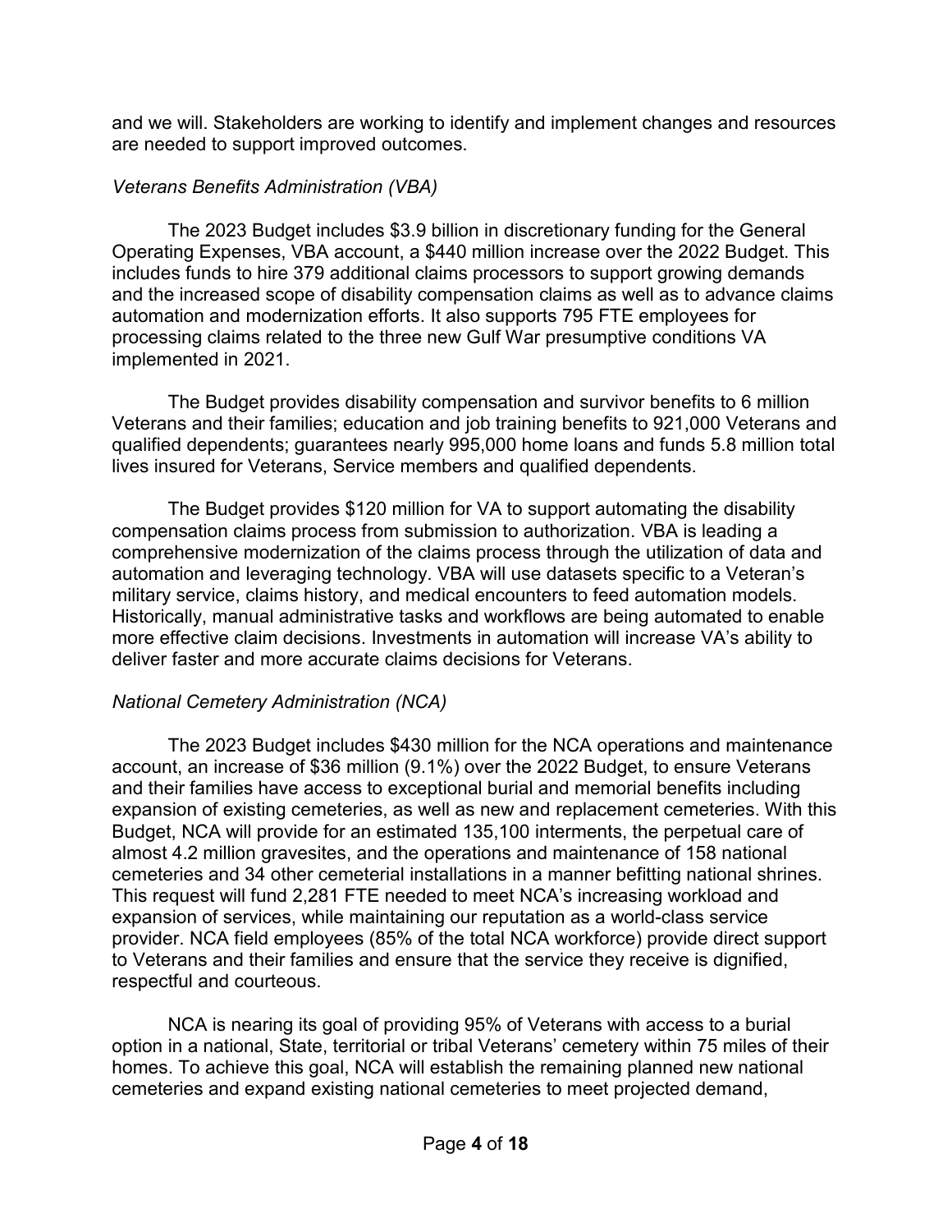and we will. Stakeholders are working to identify and implement changes and resources are needed to support improved outcomes.

*Veterans Benefits Administration (VBA)*

The 2023 Budget includes $3.9 billion in discretionary funding for the General Operating Expenses, VBA account, a $440 million increase over the 2022 Budget. This includes funds to hire 379 additional claims processors to support growing demands and the increased scope of disability compensation claims as well as to advance claims automation and modernization efforts. It also supports 795 FTE employees for processing claims related to the three new Gulf War presumptive conditions VA implemented in 2021.

The Budget provides disability compensation and survivor benefits to 6 million Veterans and their families; education and job training benefits to 921,000 Veterans and qualified dependents; guarantees nearly 995,000 home loans and funds 5.8 million total lives insured for Veterans, Service members and qualified dependents.

The Budget provides $120 million for VA to support automating the disability compensation claims process from submission to authorization. VBA is leading a comprehensive modernization of the claims process through the utilization of data and automation and leveraging technology. VBA will use datasets specific to a Veteran's military service, claims history, and medical encounters to feed automation models. Historically, manual administrative tasks and workflows are being automated to enable more effective claim decisions. Investments in automation will increase VA's ability to deliver faster and more accurate claims decisions for Veterans.

*National Cemetery Administration (NCA)*

The 2023 Budget includes $430 million for the NCA operations and maintenance account, an increase of $36 million (9.1%) over the 2022 Budget, to ensure Veterans and their families have access to exceptional burial and memorial benefits including expansion of existing cemeteries, as well as new and replacement cemeteries. With this Budget, NCA will provide for an estimated 135,100 interments, the perpetual care of almost 4.2 million gravesites, and the operations and maintenance of 158 national cemeteries and 34 other cemeterial installations in a manner befitting national shrines. This request will fund 2,281 FTE needed to meet NCA's increasing workload and expansion of services, while maintaining our reputation as a world-class service provider. NCA field employees (85% of the total NCA workforce) provide direct support to Veterans and their families and ensure that the service they receive is dignified, respectful and courteous.

NCA is nearing its goal of providing 95% of Veterans with access to a burial option in a national, State, territorial or tribal Veterans' cemetery within 75 miles of their homes. To achieve this goal, NCA will establish the remaining planned new national cemeteries and expand existing national cemeteries to meet projected demand,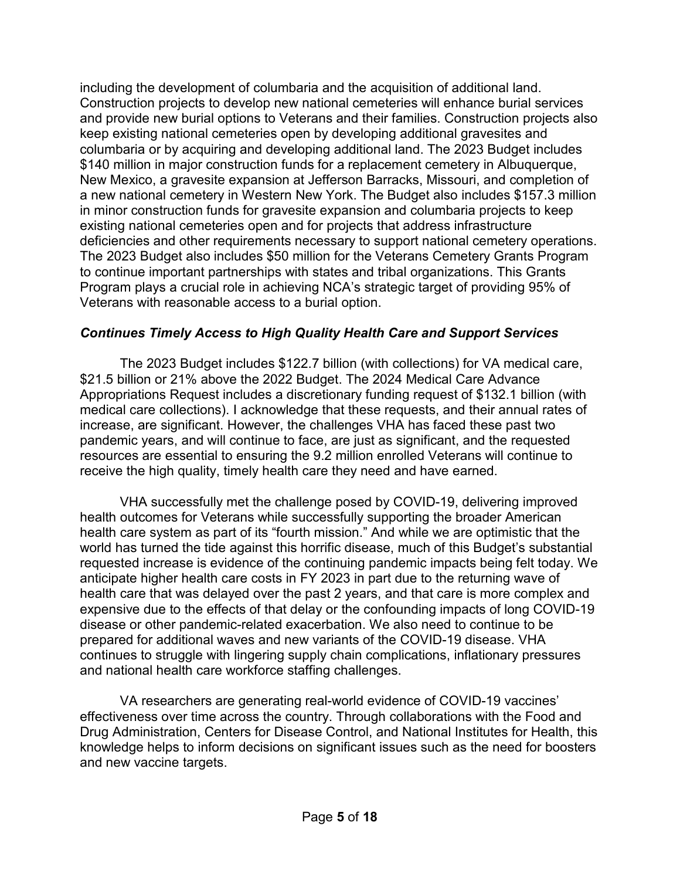including the development of columbaria and the acquisition of additional land. Construction projects to develop new national cemeteries will enhance burial services and provide new burial options to Veterans and their families. Construction projects also keep existing national cemeteries open by developing additional gravesites and columbaria or by acquiring and developing additional land. The 2023 Budget includes $140 million in major construction funds for a replacement cemetery in Albuquerque, New Mexico, a gravesite expansion at Jefferson Barracks, Missouri, and completion of a new national cemetery in Western New York. The Budget also includes $157.3 million in minor construction funds for gravesite expansion and columbaria projects to keep existing national cemeteries open and for projects that address infrastructure deficiencies and other requirements necessary to support national cemetery operations. The 2023 Budget also includes $50 million for the Veterans Cemetery Grants Program to continue important partnerships with states and tribal organizations. This Grants Program plays a crucial role in achieving NCA's strategic target of providing 95% of Veterans with reasonable access to a burial option.

### *Continues Timely Access to High Quality Health Care and Support Services*

The 2023 Budget includes $122.7 billion (with collections) for VA medical care, $21.5 billion or 21% above the 2022 Budget. The 2024 Medical Care Advance Appropriations Request includes a discretionary funding request of $132.1 billion (with medical care collections). I acknowledge that these requests, and their annual rates of increase, are significant. However, the challenges VHA has faced these past two pandemic years, and will continue to face, are just as significant, and the requested resources are essential to ensuring the 9.2 million enrolled Veterans will continue to receive the high quality, timely health care they need and have earned.

VHA successfully met the challenge posed by COVID-19, delivering improved health outcomes for Veterans while successfully supporting the broader American health care system as part of its "fourth mission." And while we are optimistic that the world has turned the tide against this horrific disease, much of this Budget's substantial requested increase is evidence of the continuing pandemic impacts being felt today. We anticipate higher health care costs in FY 2023 in part due to the returning wave of health care that was delayed over the past 2 years, and that care is more complex and expensive due to the effects of that delay or the confounding impacts of long COVID-19 disease or other pandemic-related exacerbation. We also need to continue to be prepared for additional waves and new variants of the COVID-19 disease. VHA continues to struggle with lingering supply chain complications, inflationary pressures and national health care workforce staffing challenges.

VA researchers are generating real-world evidence of COVID-19 vaccines' effectiveness over time across the country. Through collaborations with the Food and Drug Administration, Centers for Disease Control, and National Institutes for Health, this knowledge helps to inform decisions on significant issues such as the need for boosters and new vaccine targets.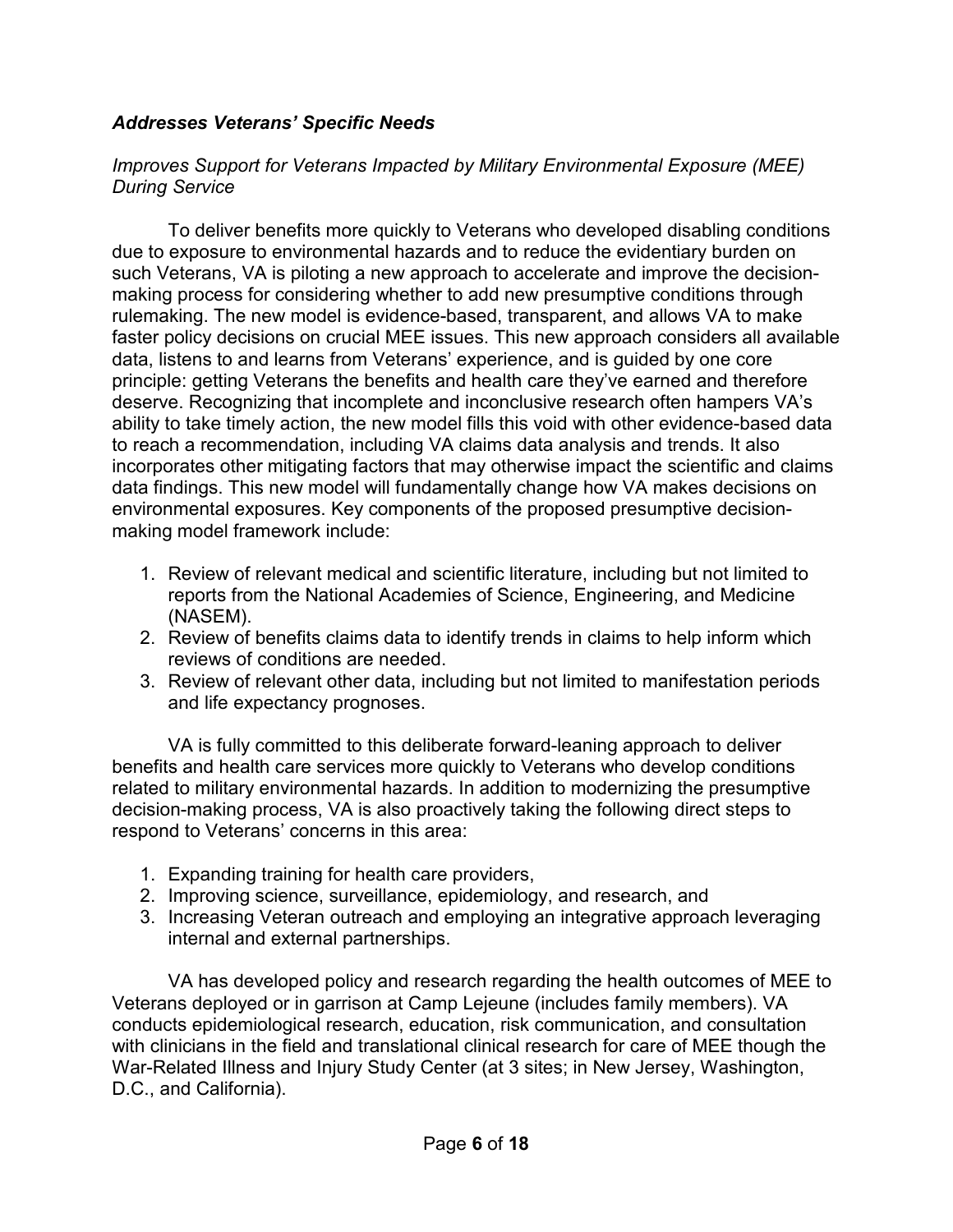***Addresses Veterans' Specific Needs***

*Improves Support for Veterans Impacted by Military Environmental Exposure (MEE) During Service*

To deliver benefits more quickly to Veterans who developed disabling conditions due to exposure to environmental hazards and to reduce the evidentiary burden on such Veterans, VA is piloting a new approach to accelerate and improve the decision-making process for considering whether to add new presumptive conditions through rulemaking. The new model is evidence-based, transparent, and allows VA to make faster policy decisions on crucial MEE issues. This new approach considers all available data, listens to and learns from Veterans' experience, and is guided by one core principle: getting Veterans the benefits and health care they've earned and therefore deserve. Recognizing that incomplete and inconclusive research often hampers VA's ability to take timely action, the new model fills this void with other evidence-based data to reach a recommendation, including VA claims data analysis and trends. It also incorporates other mitigating factors that may otherwise impact the scientific and claims data findings. This new model will fundamentally change how VA makes decisions on environmental exposures. Key components of the proposed presumptive decision-making model framework include:

1. Review of relevant medical and scientific literature, including but not limited to reports from the National Academies of Science, Engineering, and Medicine (NASEM).
2. Review of benefits claims data to identify trends in claims to help inform which reviews of conditions are needed.
3. Review of relevant other data, including but not limited to manifestation periods and life expectancy prognoses.

VA is fully committed to this deliberate forward-leaning approach to deliver benefits and health care services more quickly to Veterans who develop conditions related to military environmental hazards. In addition to modernizing the presumptive decision-making process, VA is also proactively taking the following direct steps to respond to Veterans' concerns in this area:

1. Expanding training for health care providers,
2. Improving science, surveillance, epidemiology, and research, and
3. Increasing Veteran outreach and employing an integrative approach leveraging internal and external partnerships.

VA has developed policy and research regarding the health outcomes of MEE to Veterans deployed or in garrison at Camp Lejeune (includes family members). VA conducts epidemiological research, education, risk communication, and consultation with clinicians in the field and translational clinical research for care of MEE though the War-Related Illness and Injury Study Center (at 3 sites; in New Jersey, Washington, D.C., and California).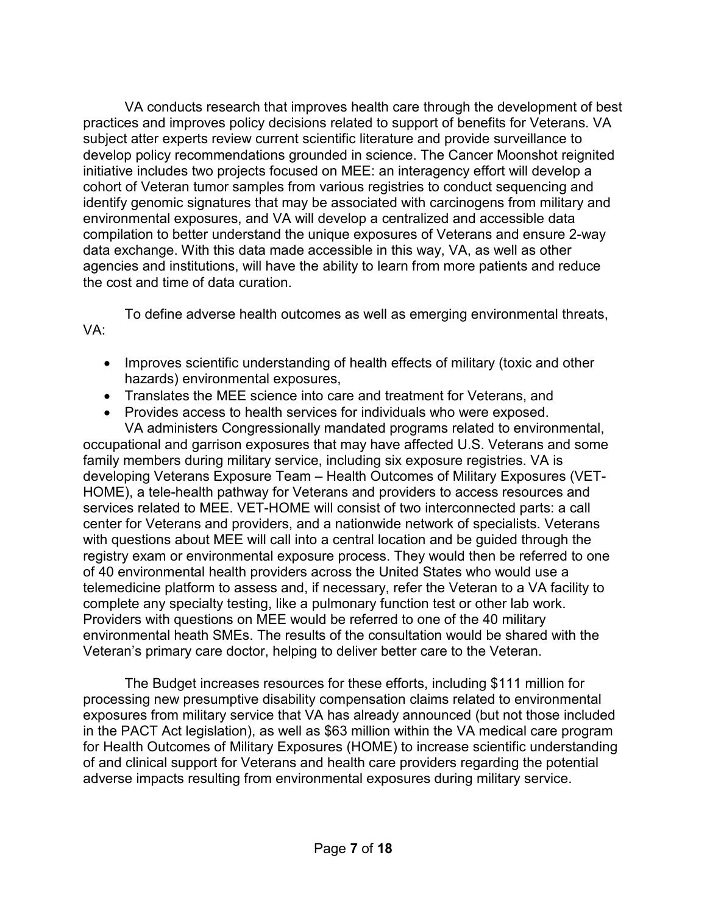VA conducts research that improves health care through the development of best practices and improves policy decisions related to support of benefits for Veterans. VA subject atter experts review current scientific literature and provide surveillance to develop policy recommendations grounded in science. The Cancer Moonshot reignited initiative includes two projects focused on MEE: an interagency effort will develop a cohort of Veteran tumor samples from various registries to conduct sequencing and identify genomic signatures that may be associated with carcinogens from military and environmental exposures, and VA will develop a centralized and accessible data compilation to better understand the unique exposures of Veterans and ensure 2-way data exchange. With this data made accessible in this way, VA, as well as other agencies and institutions, will have the ability to learn from more patients and reduce the cost and time of data curation.

To define adverse health outcomes as well as emerging environmental threats, VA:

- Improves scientific understanding of health effects of military (toxic and other hazards) environmental exposures,
- Translates the MEE science into care and treatment for Veterans, and
- Provides access to health services for individuals who were exposed.

VA administers Congressionally mandated programs related to environmental, occupational and garrison exposures that may have affected U.S. Veterans and some family members during military service, including six exposure registries. VA is developing Veterans Exposure Team – Health Outcomes of Military Exposures (VET-HOME), a tele-health pathway for Veterans and providers to access resources and services related to MEE. VET-HOME will consist of two interconnected parts: a call center for Veterans and providers, and a nationwide network of specialists. Veterans with questions about MEE will call into a central location and be guided through the registry exam or environmental exposure process. They would then be referred to one of 40 environmental health providers across the United States who would use a telemedicine platform to assess and, if necessary, refer the Veteran to a VA facility to complete any specialty testing, like a pulmonary function test or other lab work. Providers with questions on MEE would be referred to one of the 40 military environmental heath SMEs. The results of the consultation would be shared with the Veteran's primary care doctor, helping to deliver better care to the Veteran.

The Budget increases resources for these efforts, including $111 million for processing new presumptive disability compensation claims related to environmental exposures from military service that VA has already announced (but not those included in the PACT Act legislation), as well as $63 million within the VA medical care program for Health Outcomes of Military Exposures (HOME) to increase scientific understanding of and clinical support for Veterans and health care providers regarding the potential adverse impacts resulting from environmental exposures during military service.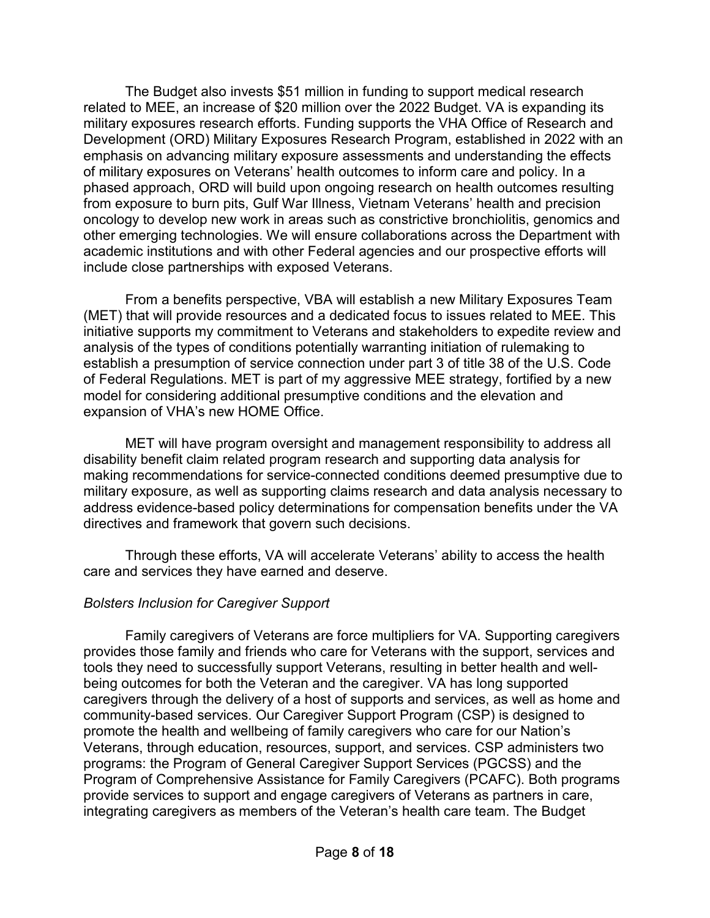The Budget also invests $51 million in funding to support medical research related to MEE, an increase of $20 million over the 2022 Budget. VA is expanding its military exposures research efforts. Funding supports the VHA Office of Research and Development (ORD) Military Exposures Research Program, established in 2022 with an emphasis on advancing military exposure assessments and understanding the effects of military exposures on Veterans' health outcomes to inform care and policy. In a phased approach, ORD will build upon ongoing research on health outcomes resulting from exposure to burn pits, Gulf War Illness, Vietnam Veterans' health and precision oncology to develop new work in areas such as constrictive bronchiolitis, genomics and other emerging technologies. We will ensure collaborations across the Department with academic institutions and with other Federal agencies and our prospective efforts will include close partnerships with exposed Veterans.

From a benefits perspective, VBA will establish a new Military Exposures Team (MET) that will provide resources and a dedicated focus to issues related to MEE. This initiative supports my commitment to Veterans and stakeholders to expedite review and analysis of the types of conditions potentially warranting initiation of rulemaking to establish a presumption of service connection under part 3 of title 38 of the U.S. Code of Federal Regulations. MET is part of my aggressive MEE strategy, fortified by a new model for considering additional presumptive conditions and the elevation and expansion of VHA's new HOME Office.

MET will have program oversight and management responsibility to address all disability benefit claim related program research and supporting data analysis for making recommendations for service-connected conditions deemed presumptive due to military exposure, as well as supporting claims research and data analysis necessary to address evidence-based policy determinations for compensation benefits under the VA directives and framework that govern such decisions.

Through these efforts, VA will accelerate Veterans' ability to access the health care and services they have earned and deserve.

*Bolsters Inclusion for Caregiver Support*

Family caregivers of Veterans are force multipliers for VA. Supporting caregivers provides those family and friends who care for Veterans with the support, services and tools they need to successfully support Veterans, resulting in better health and well-being outcomes for both the Veteran and the caregiver. VA has long supported caregivers through the delivery of a host of supports and services, as well as home and community-based services. Our Caregiver Support Program (CSP) is designed to promote the health and wellbeing of family caregivers who care for our Nation's Veterans, through education, resources, support, and services. CSP administers two programs: the Program of General Caregiver Support Services (PGCSS) and the Program of Comprehensive Assistance for Family Caregivers (PCAFC). Both programs provide services to support and engage caregivers of Veterans as partners in care, integrating caregivers as members of the Veteran's health care team. The Budget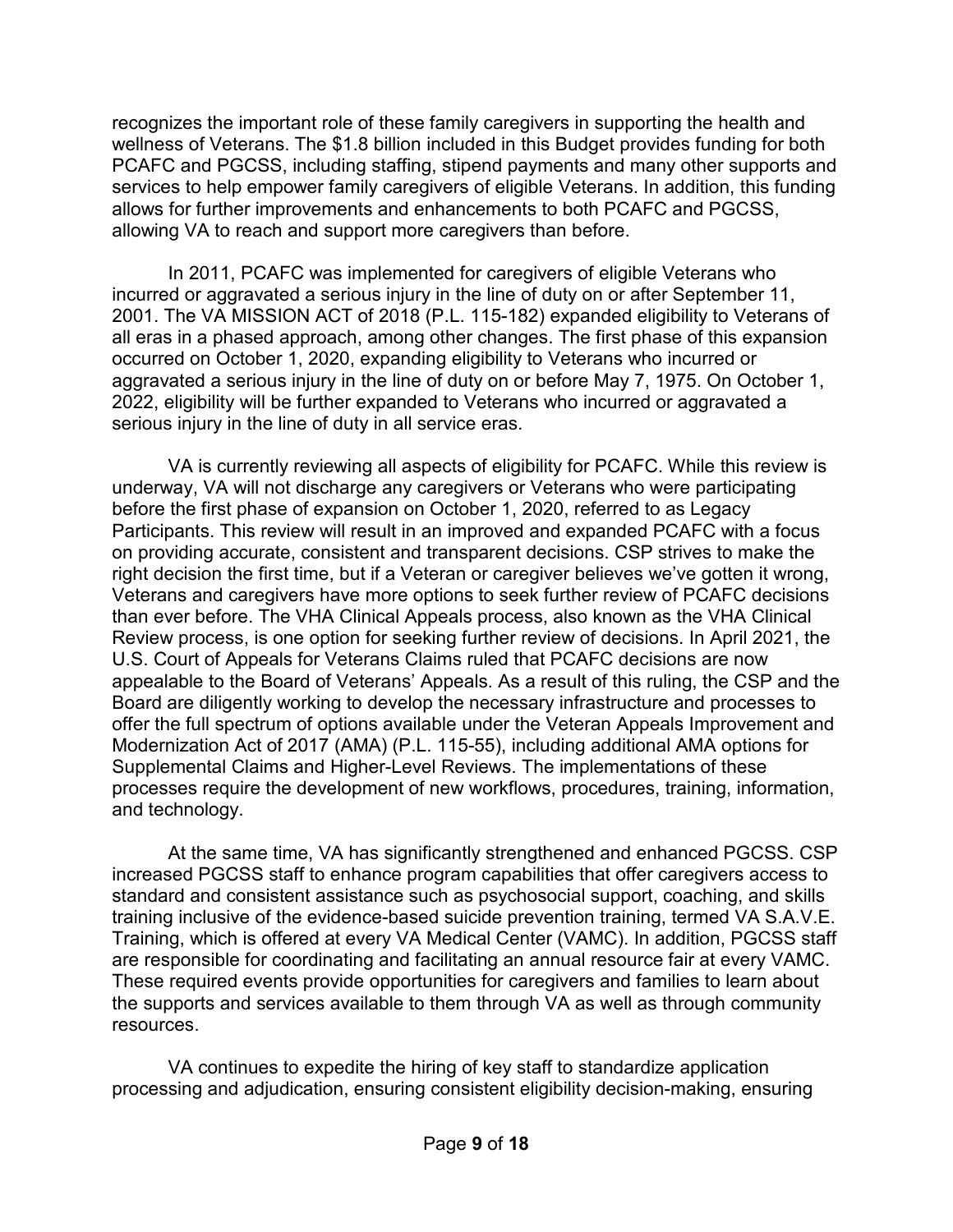recognizes the important role of these family caregivers in supporting the health and wellness of Veterans. The $1.8 billion included in this Budget provides funding for both PCAFC and PGCSS, including staffing, stipend payments and many other supports and services to help empower family caregivers of eligible Veterans. In addition, this funding allows for further improvements and enhancements to both PCAFC and PGCSS, allowing VA to reach and support more caregivers than before.

In 2011, PCAFC was implemented for caregivers of eligible Veterans who incurred or aggravated a serious injury in the line of duty on or after September 11, 2001. The VA MISSION ACT of 2018 (P.L. 115-182) expanded eligibility to Veterans of all eras in a phased approach, among other changes. The first phase of this expansion occurred on October 1, 2020, expanding eligibility to Veterans who incurred or aggravated a serious injury in the line of duty on or before May 7, 1975. On October 1, 2022, eligibility will be further expanded to Veterans who incurred or aggravated a serious injury in the line of duty in all service eras.

VA is currently reviewing all aspects of eligibility for PCAFC. While this review is underway, VA will not discharge any caregivers or Veterans who were participating before the first phase of expansion on October 1, 2020, referred to as Legacy Participants. This review will result in an improved and expanded PCAFC with a focus on providing accurate, consistent and transparent decisions. CSP strives to make the right decision the first time, but if a Veteran or caregiver believes we've gotten it wrong, Veterans and caregivers have more options to seek further review of PCAFC decisions than ever before. The VHA Clinical Appeals process, also known as the VHA Clinical Review process, is one option for seeking further review of decisions. In April 2021, the U.S. Court of Appeals for Veterans Claims ruled that PCAFC decisions are now appealable to the Board of Veterans' Appeals. As a result of this ruling, the CSP and the Board are diligently working to develop the necessary infrastructure and processes to offer the full spectrum of options available under the Veteran Appeals Improvement and Modernization Act of 2017 (AMA) (P.L. 115-55), including additional AMA options for Supplemental Claims and Higher-Level Reviews. The implementations of these processes require the development of new workflows, procedures, training, information, and technology.

At the same time, VA has significantly strengthened and enhanced PGCSS. CSP increased PGCSS staff to enhance program capabilities that offer caregivers access to standard and consistent assistance such as psychosocial support, coaching, and skills training inclusive of the evidence-based suicide prevention training, termed VA S.A.V.E. Training, which is offered at every VA Medical Center (VAMC). In addition, PGCSS staff are responsible for coordinating and facilitating an annual resource fair at every VAMC. These required events provide opportunities for caregivers and families to learn about the supports and services available to them through VA as well as through community resources.

VA continues to expedite the hiring of key staff to standardize application processing and adjudication, ensuring consistent eligibility decision-making, ensuring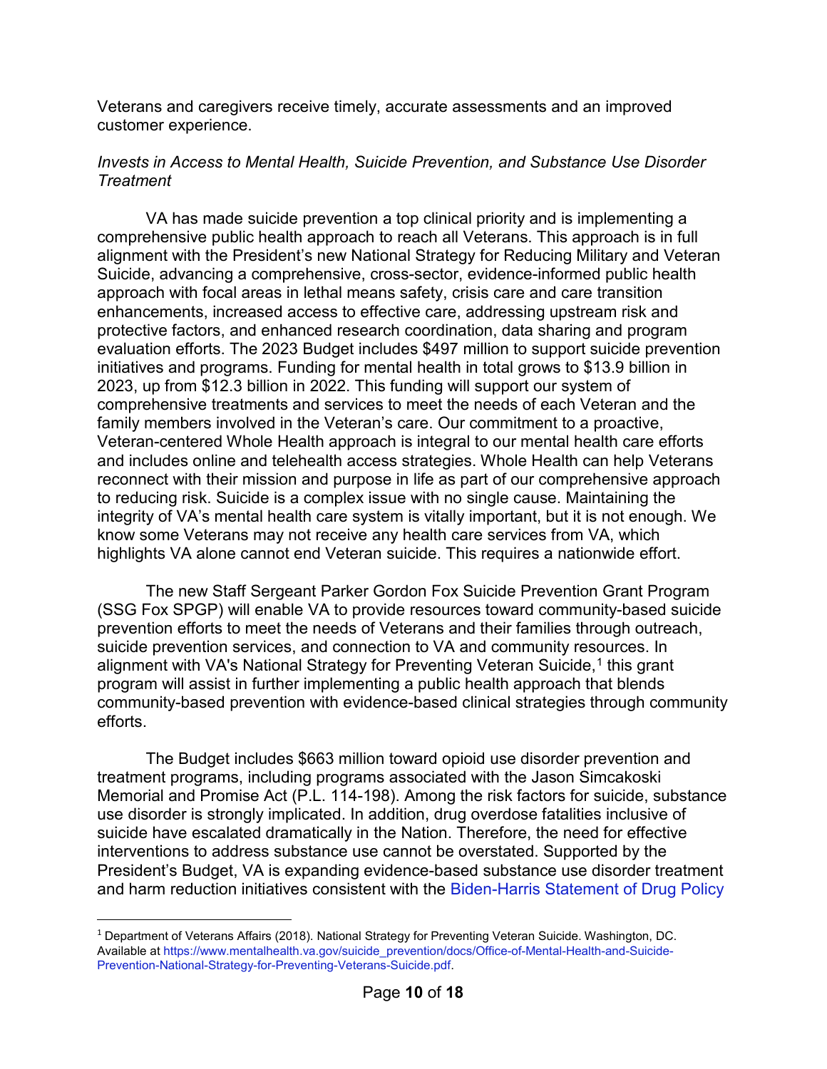Veterans and caregivers receive timely, accurate assessments and an improved customer experience.

*Invests in Access to Mental Health, Suicide Prevention, and Substance Use Disorder Treatment*

VA has made suicide prevention a top clinical priority and is implementing a comprehensive public health approach to reach all Veterans. This approach is in full alignment with the President's new National Strategy for Reducing Military and Veteran Suicide, advancing a comprehensive, cross-sector, evidence-informed public health approach with focal areas in lethal means safety, crisis care and care transition enhancements, increased access to effective care, addressing upstream risk and protective factors, and enhanced research coordination, data sharing and program evaluation efforts. The 2023 Budget includes $497 million to support suicide prevention initiatives and programs. Funding for mental health in total grows to $13.9 billion in 2023, up from $12.3 billion in 2022. This funding will support our system of comprehensive treatments and services to meet the needs of each Veteran and the family members involved in the Veteran's care. Our commitment to a proactive, Veteran-centered Whole Health approach is integral to our mental health care efforts and includes online and telehealth access strategies. Whole Health can help Veterans reconnect with their mission and purpose in life as part of our comprehensive approach to reducing risk. Suicide is a complex issue with no single cause. Maintaining the integrity of VA's mental health care system is vitally important, but it is not enough. We know some Veterans may not receive any health care services from VA, which highlights VA alone cannot end Veteran suicide. This requires a nationwide effort.

The new Staff Sergeant Parker Gordon Fox Suicide Prevention Grant Program (SSG Fox SPGP) will enable VA to provide resources toward community-based suicide prevention efforts to meet the needs of Veterans and their families through outreach, suicide prevention services, and connection to VA and community resources. In alignment with VA's National Strategy for Preventing Veteran Suicide,[1] this grant program will assist in further implementing a public health approach that blends community-based prevention with evidence-based clinical strategies through community efforts.

The Budget includes $663 million toward opioid use disorder prevention and treatment programs, including programs associated with the Jason Simcakoski Memorial and Promise Act (P.L. 114-198). Among the risk factors for suicide, substance use disorder is strongly implicated. In addition, drug overdose fatalities inclusive of suicide have escalated dramatically in the Nation. Therefore, the need for effective interventions to address substance use cannot be overstated. Supported by the President's Budget, VA is expanding evidence-based substance use disorder treatment and harm reduction initiatives consistent with the Biden-Harris Statement of Drug Policy

[1] Department of Veterans Affairs (2018). National Strategy for Preventing Veteran Suicide. Washington, DC. Available at https://www.mentalhealth.va.gov/suicide_prevention/docs/Office-of-Mental-Health-and-Suicide-Prevention-National-Strategy-for-Preventing-Veterans-Suicide.pdf.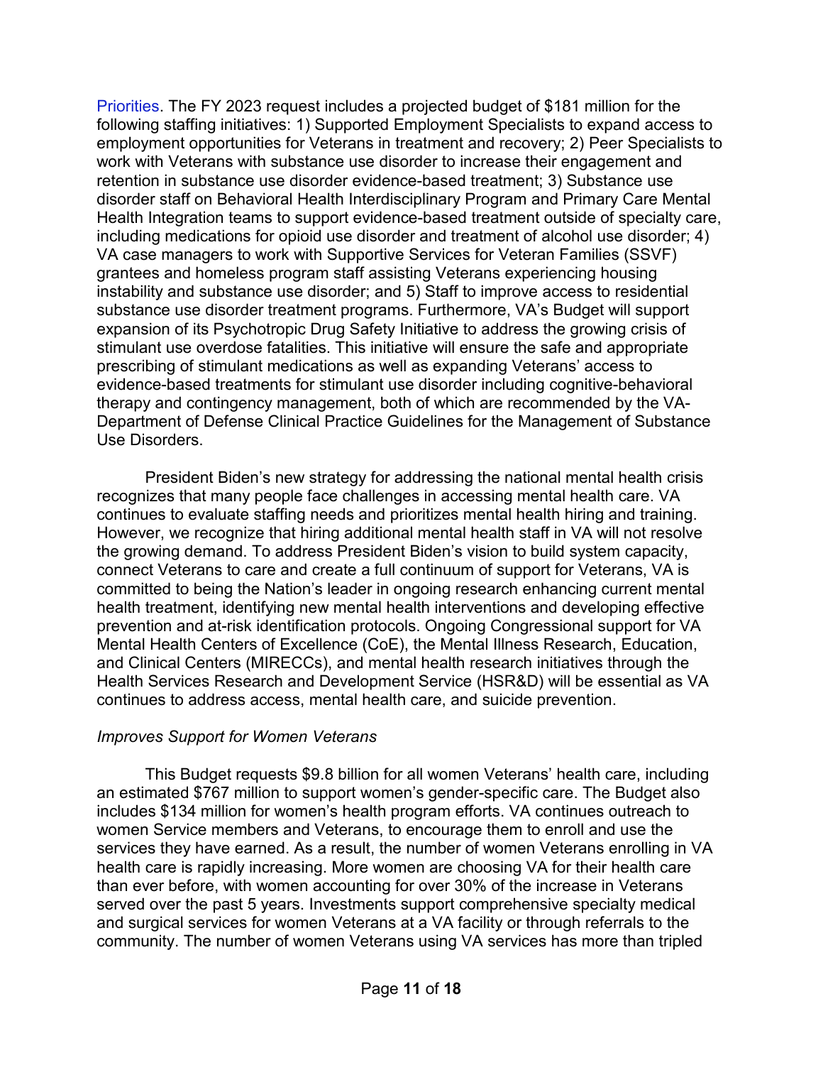Priorities. The FY 2023 request includes a projected budget of $181 million for the following staffing initiatives: 1) Supported Employment Specialists to expand access to employment opportunities for Veterans in treatment and recovery; 2) Peer Specialists to work with Veterans with substance use disorder to increase their engagement and retention in substance use disorder evidence-based treatment; 3) Substance use disorder staff on Behavioral Health Interdisciplinary Program and Primary Care Mental Health Integration teams to support evidence-based treatment outside of specialty care, including medications for opioid use disorder and treatment of alcohol use disorder; 4) VA case managers to work with Supportive Services for Veteran Families (SSVF) grantees and homeless program staff assisting Veterans experiencing housing instability and substance use disorder; and 5) Staff to improve access to residential substance use disorder treatment programs. Furthermore, VA's Budget will support expansion of its Psychotropic Drug Safety Initiative to address the growing crisis of stimulant use overdose fatalities. This initiative will ensure the safe and appropriate prescribing of stimulant medications as well as expanding Veterans' access to evidence-based treatments for stimulant use disorder including cognitive-behavioral therapy and contingency management, both of which are recommended by the VA-Department of Defense Clinical Practice Guidelines for the Management of Substance Use Disorders.

President Biden's new strategy for addressing the national mental health crisis recognizes that many people face challenges in accessing mental health care. VA continues to evaluate staffing needs and prioritizes mental health hiring and training. However, we recognize that hiring additional mental health staff in VA will not resolve the growing demand. To address President Biden's vision to build system capacity, connect Veterans to care and create a full continuum of support for Veterans, VA is committed to being the Nation's leader in ongoing research enhancing current mental health treatment, identifying new mental health interventions and developing effective prevention and at-risk identification protocols. Ongoing Congressional support for VA Mental Health Centers of Excellence (CoE), the Mental Illness Research, Education, and Clinical Centers (MIRECCs), and mental health research initiatives through the Health Services Research and Development Service (HSR&D) will be essential as VA continues to address access, mental health care, and suicide prevention.

*Improves Support for Women Veterans*

This Budget requests $9.8 billion for all women Veterans' health care, including an estimated $767 million to support women's gender-specific care. The Budget also includes $134 million for women's health program efforts. VA continues outreach to women Service members and Veterans, to encourage them to enroll and use the services they have earned. As a result, the number of women Veterans enrolling in VA health care is rapidly increasing. More women are choosing VA for their health care than ever before, with women accounting for over 30% of the increase in Veterans served over the past 5 years. Investments support comprehensive specialty medical and surgical services for women Veterans at a VA facility or through referrals to the community. The number of women Veterans using VA services has more than tripled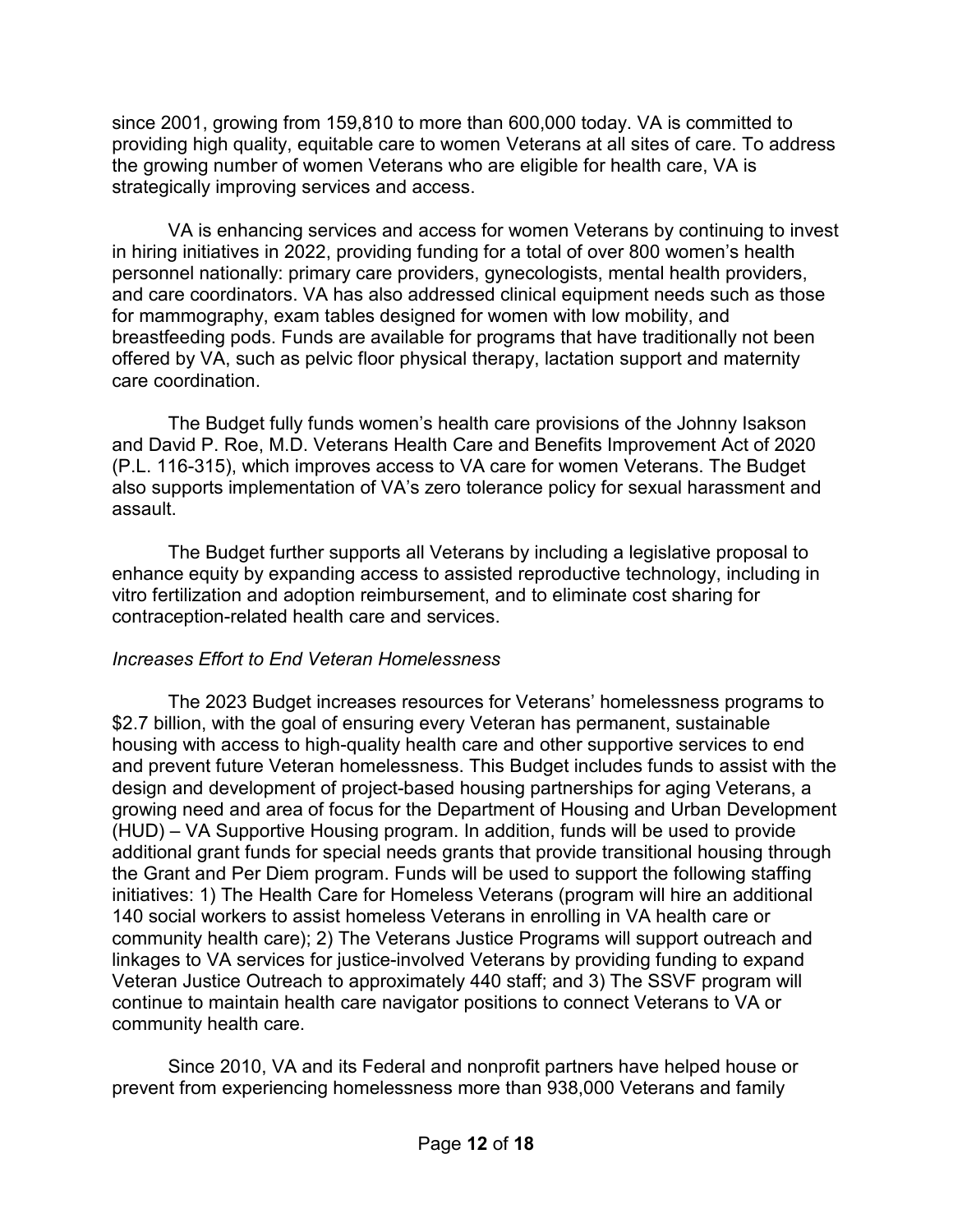since 2001, growing from 159,810 to more than 600,000 today. VA is committed to providing high quality, equitable care to women Veterans at all sites of care. To address the growing number of women Veterans who are eligible for health care, VA is strategically improving services and access.

VA is enhancing services and access for women Veterans by continuing to invest in hiring initiatives in 2022, providing funding for a total of over 800 women's health personnel nationally: primary care providers, gynecologists, mental health providers, and care coordinators. VA has also addressed clinical equipment needs such as those for mammography, exam tables designed for women with low mobility, and breastfeeding pods. Funds are available for programs that have traditionally not been offered by VA, such as pelvic floor physical therapy, lactation support and maternity care coordination.

The Budget fully funds women's health care provisions of the Johnny Isakson and David P. Roe, M.D. Veterans Health Care and Benefits Improvement Act of 2020 (P.L. 116-315), which improves access to VA care for women Veterans. The Budget also supports implementation of VA's zero tolerance policy for sexual harassment and assault.

The Budget further supports all Veterans by including a legislative proposal to enhance equity by expanding access to assisted reproductive technology, including in vitro fertilization and adoption reimbursement, and to eliminate cost sharing for contraception-related health care and services.

*Increases Effort to End Veteran Homelessness*

The 2023 Budget increases resources for Veterans' homelessness programs to $2.7 billion, with the goal of ensuring every Veteran has permanent, sustainable housing with access to high-quality health care and other supportive services to end and prevent future Veteran homelessness. This Budget includes funds to assist with the design and development of project-based housing partnerships for aging Veterans, a growing need and area of focus for the Department of Housing and Urban Development (HUD) – VA Supportive Housing program. In addition, funds will be used to provide additional grant funds for special needs grants that provide transitional housing through the Grant and Per Diem program. Funds will be used to support the following staffing initiatives: 1) The Health Care for Homeless Veterans (program will hire an additional 140 social workers to assist homeless Veterans in enrolling in VA health care or community health care); 2) The Veterans Justice Programs will support outreach and linkages to VA services for justice-involved Veterans by providing funding to expand Veteran Justice Outreach to approximately 440 staff; and 3) The SSVF program will continue to maintain health care navigator positions to connect Veterans to VA or community health care.

Since 2010, VA and its Federal and nonprofit partners have helped house or prevent from experiencing homelessness more than 938,000 Veterans and family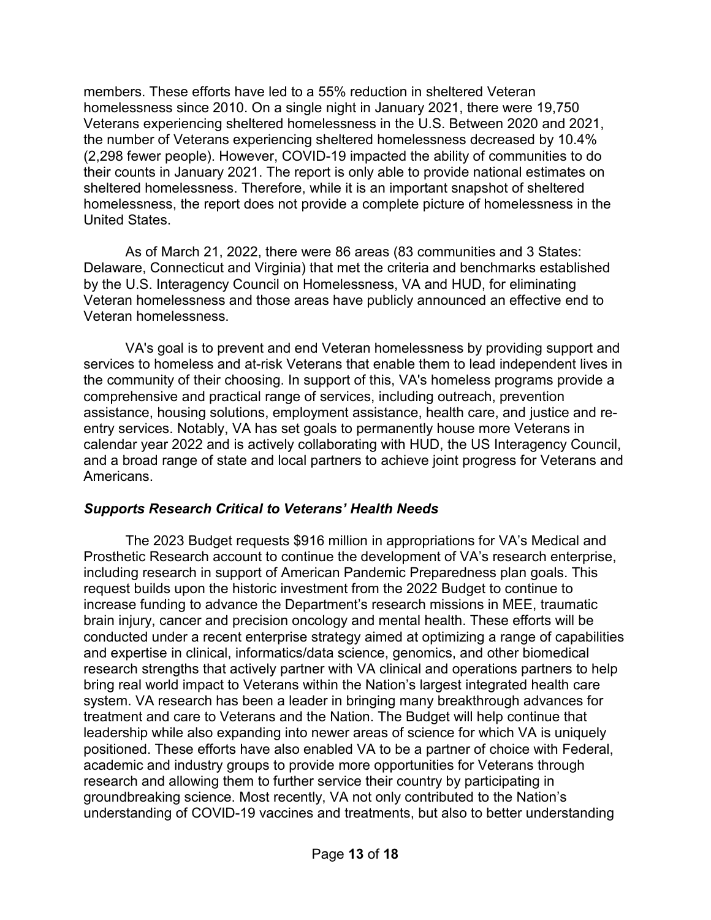members. These efforts have led to a 55% reduction in sheltered Veteran homelessness since 2010. On a single night in January 2021, there were 19,750 Veterans experiencing sheltered homelessness in the U.S. Between 2020 and 2021, the number of Veterans experiencing sheltered homelessness decreased by 10.4% (2,298 fewer people). However, COVID-19 impacted the ability of communities to do their counts in January 2021. The report is only able to provide national estimates on sheltered homelessness. Therefore, while it is an important snapshot of sheltered homelessness, the report does not provide a complete picture of homelessness in the United States.

As of March 21, 2022, there were 86 areas (83 communities and 3 States: Delaware, Connecticut and Virginia) that met the criteria and benchmarks established by the U.S. Interagency Council on Homelessness, VA and HUD, for eliminating Veteran homelessness and those areas have publicly announced an effective end to Veteran homelessness.

VA's goal is to prevent and end Veteran homelessness by providing support and services to homeless and at-risk Veterans that enable them to lead independent lives in the community of their choosing. In support of this, VA's homeless programs provide a comprehensive and practical range of services, including outreach, prevention assistance, housing solutions, employment assistance, health care, and justice and re-entry services. Notably, VA has set goals to permanently house more Veterans in calendar year 2022 and is actively collaborating with HUD, the US Interagency Council, and a broad range of state and local partners to achieve joint progress for Veterans and Americans.

### *Supports Research Critical to Veterans' Health Needs*

The 2023 Budget requests $916 million in appropriations for VA's Medical and Prosthetic Research account to continue the development of VA's research enterprise, including research in support of American Pandemic Preparedness plan goals. This request builds upon the historic investment from the 2022 Budget to continue to increase funding to advance the Department's research missions in MEE, traumatic brain injury, cancer and precision oncology and mental health. These efforts will be conducted under a recent enterprise strategy aimed at optimizing a range of capabilities and expertise in clinical, informatics/data science, genomics, and other biomedical research strengths that actively partner with VA clinical and operations partners to help bring real world impact to Veterans within the Nation's largest integrated health care system. VA research has been a leader in bringing many breakthrough advances for treatment and care to Veterans and the Nation. The Budget will help continue that leadership while also expanding into newer areas of science for which VA is uniquely positioned. These efforts have also enabled VA to be a partner of choice with Federal, academic and industry groups to provide more opportunities for Veterans through research and allowing them to further service their country by participating in groundbreaking science. Most recently, VA not only contributed to the Nation's understanding of COVID-19 vaccines and treatments, but also to better understanding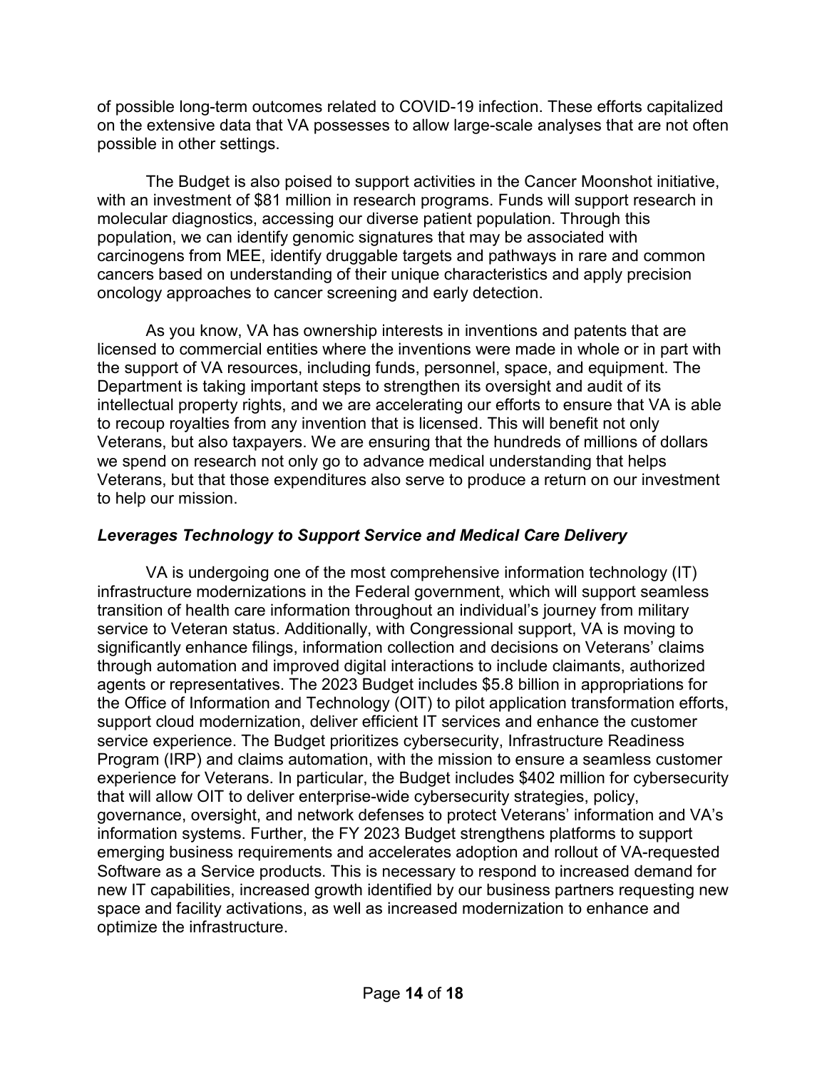of possible long-term outcomes related to COVID-19 infection. These efforts capitalized on the extensive data that VA possesses to allow large-scale analyses that are not often possible in other settings.

The Budget is also poised to support activities in the Cancer Moonshot initiative, with an investment of $81 million in research programs. Funds will support research in molecular diagnostics, accessing our diverse patient population. Through this population, we can identify genomic signatures that may be associated with carcinogens from MEE, identify druggable targets and pathways in rare and common cancers based on understanding of their unique characteristics and apply precision oncology approaches to cancer screening and early detection.

As you know, VA has ownership interests in inventions and patents that are licensed to commercial entities where the inventions were made in whole or in part with the support of VA resources, including funds, personnel, space, and equipment. The Department is taking important steps to strengthen its oversight and audit of its intellectual property rights, and we are accelerating our efforts to ensure that VA is able to recoup royalties from any invention that is licensed. This will benefit not only Veterans, but also taxpayers. We are ensuring that the hundreds of millions of dollars we spend on research not only go to advance medical understanding that helps Veterans, but that those expenditures also serve to produce a return on our investment to help our mission.

***Leverages Technology to Support Service and Medical Care Delivery***

VA is undergoing one of the most comprehensive information technology (IT) infrastructure modernizations in the Federal government, which will support seamless transition of health care information throughout an individual's journey from military service to Veteran status. Additionally, with Congressional support, VA is moving to significantly enhance filings, information collection and decisions on Veterans' claims through automation and improved digital interactions to include claimants, authorized agents or representatives. The 2023 Budget includes $5.8 billion in appropriations for the Office of Information and Technology (OIT) to pilot application transformation efforts, support cloud modernization, deliver efficient IT services and enhance the customer service experience. The Budget prioritizes cybersecurity, Infrastructure Readiness Program (IRP) and claims automation, with the mission to ensure a seamless customer experience for Veterans. In particular, the Budget includes $402 million for cybersecurity that will allow OIT to deliver enterprise-wide cybersecurity strategies, policy, governance, oversight, and network defenses to protect Veterans' information and VA's information systems. Further, the FY 2023 Budget strengthens platforms to support emerging business requirements and accelerates adoption and rollout of VA-requested Software as a Service products. This is necessary to respond to increased demand for new IT capabilities, increased growth identified by our business partners requesting new space and facility activations, as well as increased modernization to enhance and optimize the infrastructure.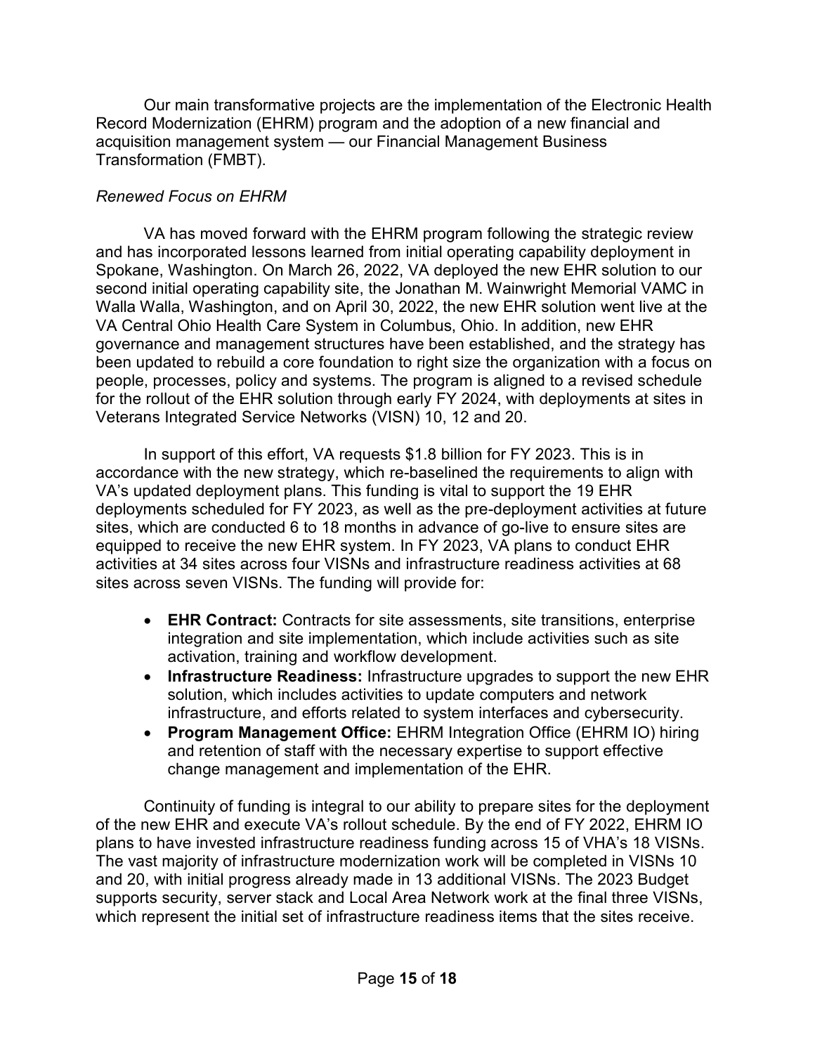Our main transformative projects are the implementation of the Electronic Health Record Modernization (EHRM) program and the adoption of a new financial and acquisition management system — our Financial Management Business Transformation (FMBT).

*Renewed Focus on EHRM*

VA has moved forward with the EHRM program following the strategic review and has incorporated lessons learned from initial operating capability deployment in Spokane, Washington. On March 26, 2022, VA deployed the new EHR solution to our second initial operating capability site, the Jonathan M. Wainwright Memorial VAMC in Walla Walla, Washington, and on April 30, 2022, the new EHR solution went live at the VA Central Ohio Health Care System in Columbus, Ohio. In addition, new EHR governance and management structures have been established, and the strategy has been updated to rebuild a core foundation to right size the organization with a focus on people, processes, policy and systems. The program is aligned to a revised schedule for the rollout of the EHR solution through early FY 2024, with deployments at sites in Veterans Integrated Service Networks (VISN) 10, 12 and 20.

In support of this effort, VA requests $1.8 billion for FY 2023. This is in accordance with the new strategy, which re-baselined the requirements to align with VA's updated deployment plans. This funding is vital to support the 19 EHR deployments scheduled for FY 2023, as well as the pre-deployment activities at future sites, which are conducted 6 to 18 months in advance of go-live to ensure sites are equipped to receive the new EHR system. In FY 2023, VA plans to conduct EHR activities at 34 sites across four VISNs and infrastructure readiness activities at 68 sites across seven VISNs. The funding will provide for:

- **EHR Contract:** Contracts for site assessments, site transitions, enterprise integration and site implementation, which include activities such as site activation, training and workflow development.
- **Infrastructure Readiness:** Infrastructure upgrades to support the new EHR solution, which includes activities to update computers and network infrastructure, and efforts related to system interfaces and cybersecurity.
- **Program Management Office:** EHRM Integration Office (EHRM IO) hiring and retention of staff with the necessary expertise to support effective change management and implementation of the EHR.

Continuity of funding is integral to our ability to prepare sites for the deployment of the new EHR and execute VA's rollout schedule. By the end of FY 2022, EHRM IO plans to have invested infrastructure readiness funding across 15 of VHA's 18 VISNs. The vast majority of infrastructure modernization work will be completed in VISNs 10 and 20, with initial progress already made in 13 additional VISNs. The 2023 Budget supports security, server stack and Local Area Network work at the final three VISNs, which represent the initial set of infrastructure readiness items that the sites receive.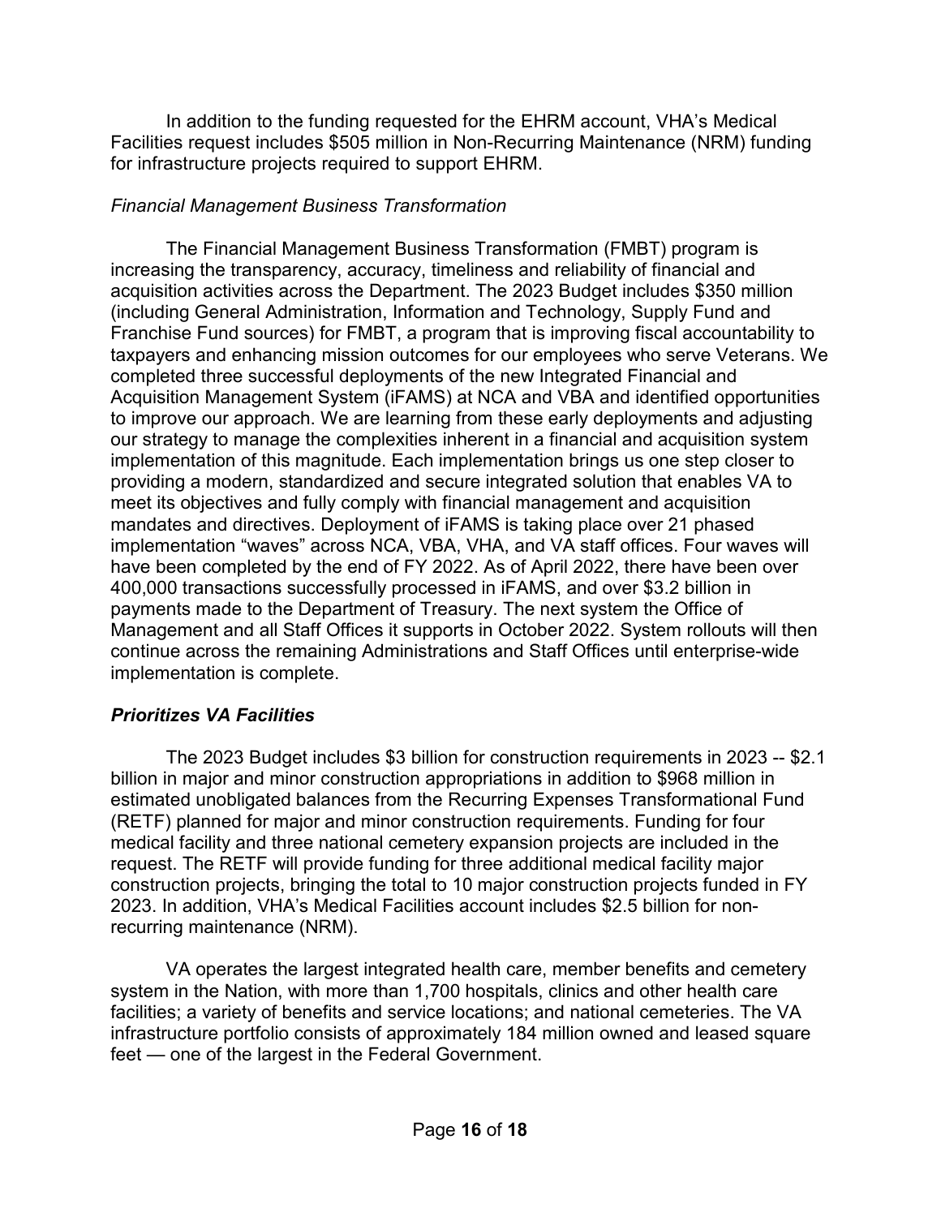In addition to the funding requested for the EHRM account, VHA's Medical Facilities request includes $505 million in Non-Recurring Maintenance (NRM) funding for infrastructure projects required to support EHRM.

*Financial Management Business Transformation*

The Financial Management Business Transformation (FMBT) program is increasing the transparency, accuracy, timeliness and reliability of financial and acquisition activities across the Department. The 2023 Budget includes $350 million (including General Administration, Information and Technology, Supply Fund and Franchise Fund sources) for FMBT, a program that is improving fiscal accountability to taxpayers and enhancing mission outcomes for our employees who serve Veterans. We completed three successful deployments of the new Integrated Financial and Acquisition Management System (iFAMS) at NCA and VBA and identified opportunities to improve our approach. We are learning from these early deployments and adjusting our strategy to manage the complexities inherent in a financial and acquisition system implementation of this magnitude. Each implementation brings us one step closer to providing a modern, standardized and secure integrated solution that enables VA to meet its objectives and fully comply with financial management and acquisition mandates and directives. Deployment of iFAMS is taking place over 21 phased implementation "waves" across NCA, VBA, VHA, and VA staff offices. Four waves will have been completed by the end of FY 2022. As of April 2022, there have been over 400,000 transactions successfully processed in iFAMS, and over $3.2 billion in payments made to the Department of Treasury. The next system the Office of Management and all Staff Offices it supports in October 2022. System rollouts will then continue across the remaining Administrations and Staff Offices until enterprise-wide implementation is complete.

### ***Prioritizes VA Facilities***

The 2023 Budget includes $3 billion for construction requirements in 2023 -- $2.1 billion in major and minor construction appropriations in addition to $968 million in estimated unobligated balances from the Recurring Expenses Transformational Fund (RETF) planned for major and minor construction requirements. Funding for four medical facility and three national cemetery expansion projects are included in the request. The RETF will provide funding for three additional medical facility major construction projects, bringing the total to 10 major construction projects funded in FY 2023. In addition, VHA's Medical Facilities account includes $2.5 billion for non-recurring maintenance (NRM).

VA operates the largest integrated health care, member benefits and cemetery system in the Nation, with more than 1,700 hospitals, clinics and other health care facilities; a variety of benefits and service locations; and national cemeteries. The VA infrastructure portfolio consists of approximately 184 million owned and leased square feet — one of the largest in the Federal Government.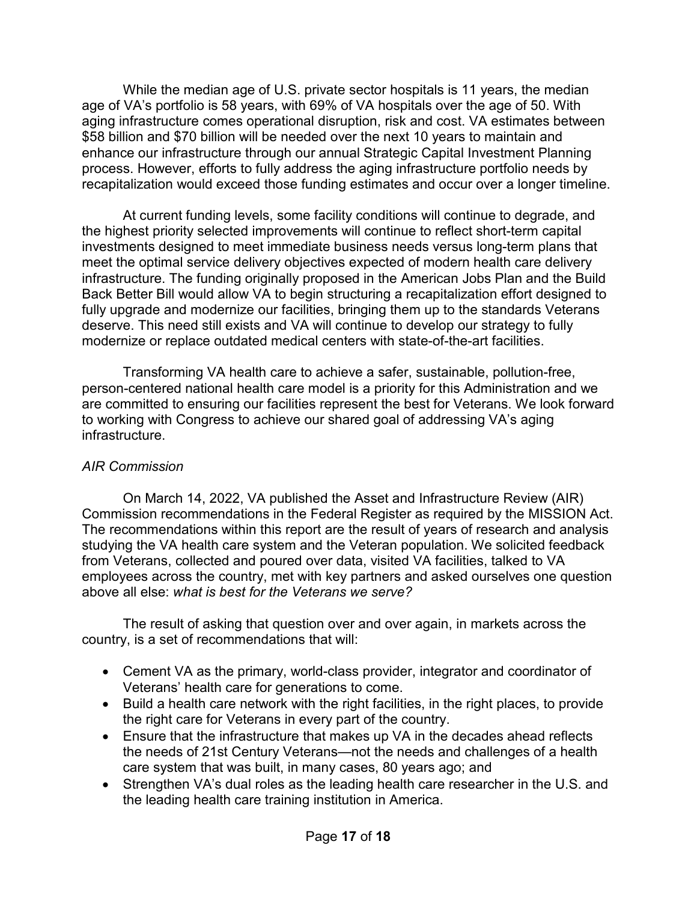While the median age of U.S. private sector hospitals is 11 years, the median age of VA's portfolio is 58 years, with 69% of VA hospitals over the age of 50. With aging infrastructure comes operational disruption, risk and cost. VA estimates between $58 billion and $70 billion will be needed over the next 10 years to maintain and enhance our infrastructure through our annual Strategic Capital Investment Planning process. However, efforts to fully address the aging infrastructure portfolio needs by recapitalization would exceed those funding estimates and occur over a longer timeline.

At current funding levels, some facility conditions will continue to degrade, and the highest priority selected improvements will continue to reflect short-term capital investments designed to meet immediate business needs versus long-term plans that meet the optimal service delivery objectives expected of modern health care delivery infrastructure. The funding originally proposed in the American Jobs Plan and the Build Back Better Bill would allow VA to begin structuring a recapitalization effort designed to fully upgrade and modernize our facilities, bringing them up to the standards Veterans deserve. This need still exists and VA will continue to develop our strategy to fully modernize or replace outdated medical centers with state-of-the-art facilities.

Transforming VA health care to achieve a safer, sustainable, pollution-free, person-centered national health care model is a priority for this Administration and we are committed to ensuring our facilities represent the best for Veterans. We look forward to working with Congress to achieve our shared goal of addressing VA's aging infrastructure.

*AIR Commission*

On March 14, 2022, VA published the Asset and Infrastructure Review (AIR) Commission recommendations in the Federal Register as required by the MISSION Act. The recommendations within this report are the result of years of research and analysis studying the VA health care system and the Veteran population. We solicited feedback from Veterans, collected and poured over data, visited VA facilities, talked to VA employees across the country, met with key partners and asked ourselves one question above all else: *what is best for the Veterans we serve?*

The result of asking that question over and over again, in markets across the country, is a set of recommendations that will:

- Cement VA as the primary, world-class provider, integrator and coordinator of Veterans' health care for generations to come.
- Build a health care network with the right facilities, in the right places, to provide the right care for Veterans in every part of the country.
- Ensure that the infrastructure that makes up VA in the decades ahead reflects the needs of 21st Century Veterans—not the needs and challenges of a health care system that was built, in many cases, 80 years ago; and
- Strengthen VA's dual roles as the leading health care researcher in the U.S. and the leading health care training institution in America.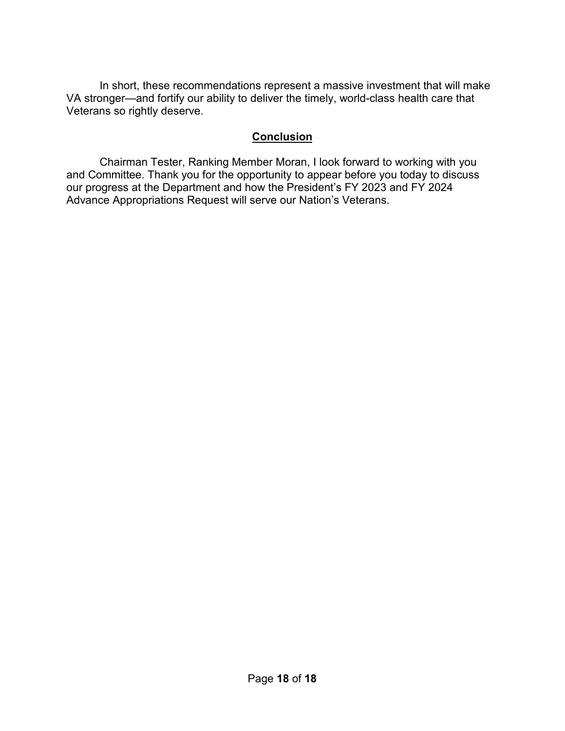In short, these recommendations represent a massive investment that will make VA stronger—and fortify our ability to deliver the timely, world-class health care that Veterans so rightly deserve.

## Conclusion

Chairman Tester, Ranking Member Moran, I look forward to working with you and Committee. Thank you for the opportunity to appear before you today to discuss our progress at the Department and how the President's FY 2023 and FY 2024 Advance Appropriations Request will serve our Nation's Veterans.